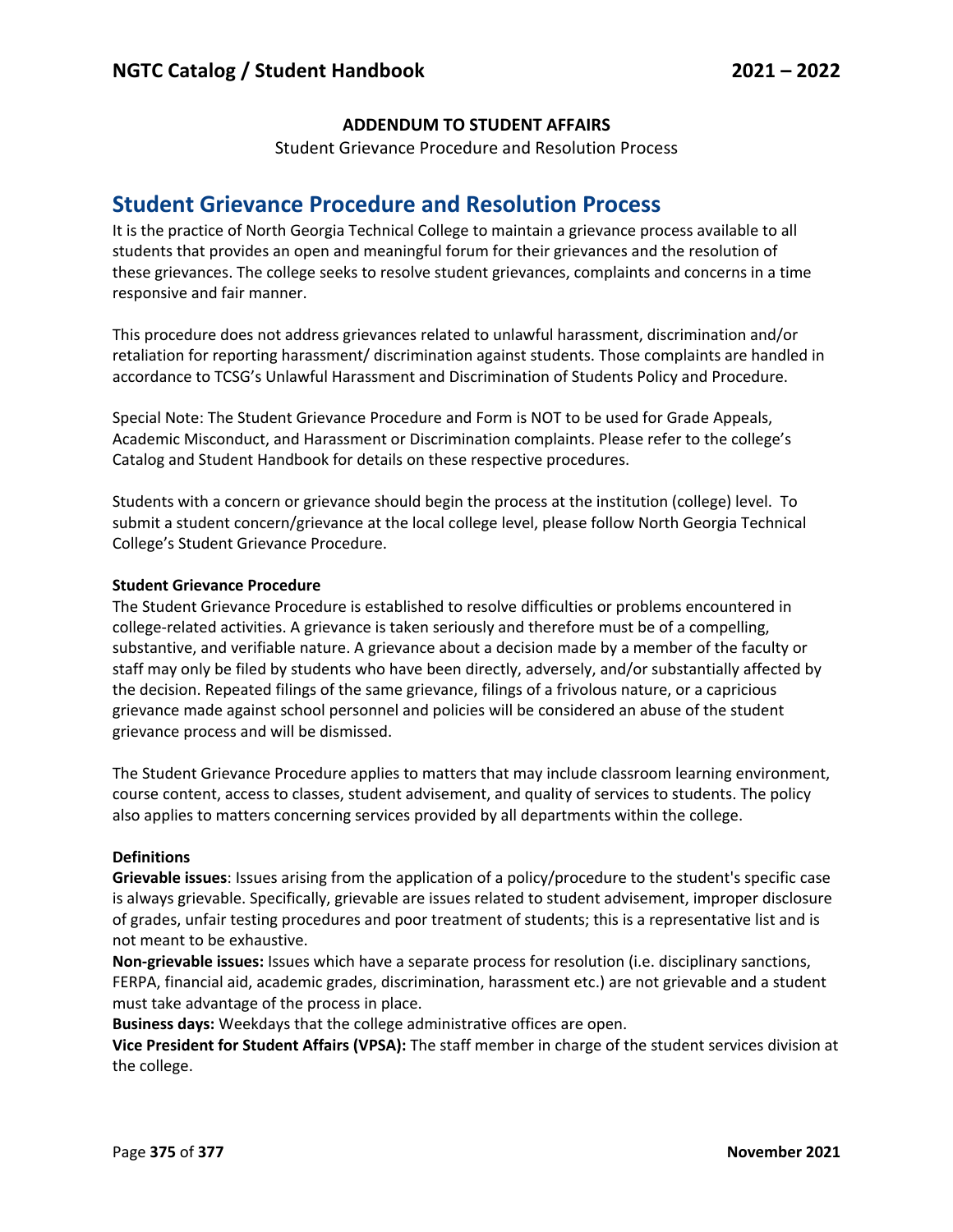**ADDENDUM TO STUDENT AFFAIRS**

Student Grievance Procedure and Resolution Process

# Student Grievance Procedure and Resolution Process

It is the practice of North Georgia Technical College to maintain a grievance process available to all students that provides an open and meaningful forum for their grievances and the resolution of these grievances. The college seeks to resolve student grievances, complaints and concerns in a time responsive and fair manner.

This procedure does not address grievances related to unlawful harassment, discrimination and/or retaliation for reporting harassment/ discrimination against students. Those complaints are handled in accordance to TCSG's Unlawful Harassment and Discrimination of Students Policy and Procedure.

Special Note: The Student Grievance Procedure and Form is NOT to be used for Grade Appeals, Academic Misconduct, and Harassment or Discrimination complaints. Please refer to the college's Catalog and Student Handbook for details on these respective procedures.

Students with a concern or grievance should begin the process at the institution (college) level. To submit a student concern/grievance at the local college level, please follow North Georgia Technical College's Student Grievance Procedure.

**Student Grievance Procedure**

The Student Grievance Procedure is established to resolve difficulties or problems encountered in college-related activities. A grievance is taken seriously and therefore must be of a compelling, substantive, and verifiable nature. A grievance about a decision made by a member of the faculty or staff may only be filed by students who have been directly, adversely, and/or substantially affected by the decision. Repeated filings of the same grievance, filings of a frivolous nature, or a capricious grievance made against school personnel and policies will be considered an abuse of the student grievance process and will be dismissed.

The Student Grievance Procedure applies to matters that may include classroom learning environment, course content, access to classes, student advisement, and quality of services to students. The policy also applies to matters concerning services provided by all departments within the college.

**Definitions**

**Grievable issues**: Issues arising from the application of a policy/procedure to the student's specific case is always grievable. Specifically, grievable are issues related to student advisement, improper disclosure of grades, unfair testing procedures and poor treatment of students; this is a representative list and is not meant to be exhaustive.

**Non-grievable issues:** Issues which have a separate process for resolution (i.e. disciplinary sanctions, FERPA, financial aid, academic grades, discrimination, harassment etc.) are not grievable and a student must take advantage of the process in place.

**Business days:** Weekdays that the college administrative offices are open.

**Vice President for Student Affairs (VPSA):** The staff member in charge of the student services division at the college.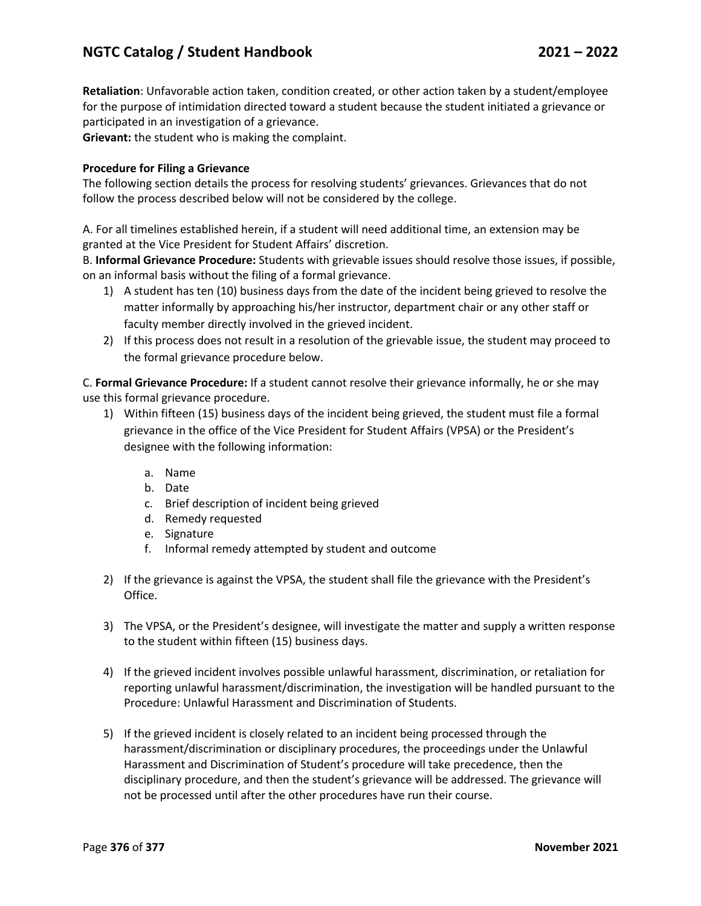**Retaliation**: Unfavorable action taken, condition created, or other action taken by a student/employee for the purpose of intimidation directed toward a student because the student initiated a grievance or participated in an investigation of a grievance.
**Grievant:** the student who is making the complaint.

**Procedure for Filing a Grievance**

The following section details the process for resolving students' grievances. Grievances that do not follow the process described below will not be considered by the college.

A. For all timelines established herein, if a student will need additional time, an extension may be granted at the Vice President for Student Affairs' discretion.

B. **Informal Grievance Procedure:** Students with grievable issues should resolve those issues, if possible, on an informal basis without the filing of a formal grievance.

1) A student has ten (10) business days from the date of the incident being grieved to resolve the matter informally by approaching his/her instructor, department chair or any other staff or faculty member directly involved in the grieved incident.
2) If this process does not result in a resolution of the grievable issue, the student may proceed to the formal grievance procedure below.

C. **Formal Grievance Procedure:** If a student cannot resolve their grievance informally, he or she may use this formal grievance procedure.

1) Within fifteen (15) business days of the incident being grieved, the student must file a formal grievance in the office of the Vice President for Student Affairs (VPSA) or the President's designee with the following information:
   a. Name
   b. Date
   c. Brief description of incident being grieved
   d. Remedy requested
   e. Signature
   f. Informal remedy attempted by student and outcome
2) If the grievance is against the VPSA, the student shall file the grievance with the President's Office.
3) The VPSA, or the President's designee, will investigate the matter and supply a written response to the student within fifteen (15) business days.
4) If the grieved incident involves possible unlawful harassment, discrimination, or retaliation for reporting unlawful harassment/discrimination, the investigation will be handled pursuant to the Procedure: Unlawful Harassment and Discrimination of Students.
5) If the grieved incident is closely related to an incident being processed through the harassment/discrimination or disciplinary procedures, the proceedings under the Unlawful Harassment and Discrimination of Student's procedure will take precedence, then the disciplinary procedure, and then the student's grievance will be addressed. The grievance will not be processed until after the other procedures have run their course.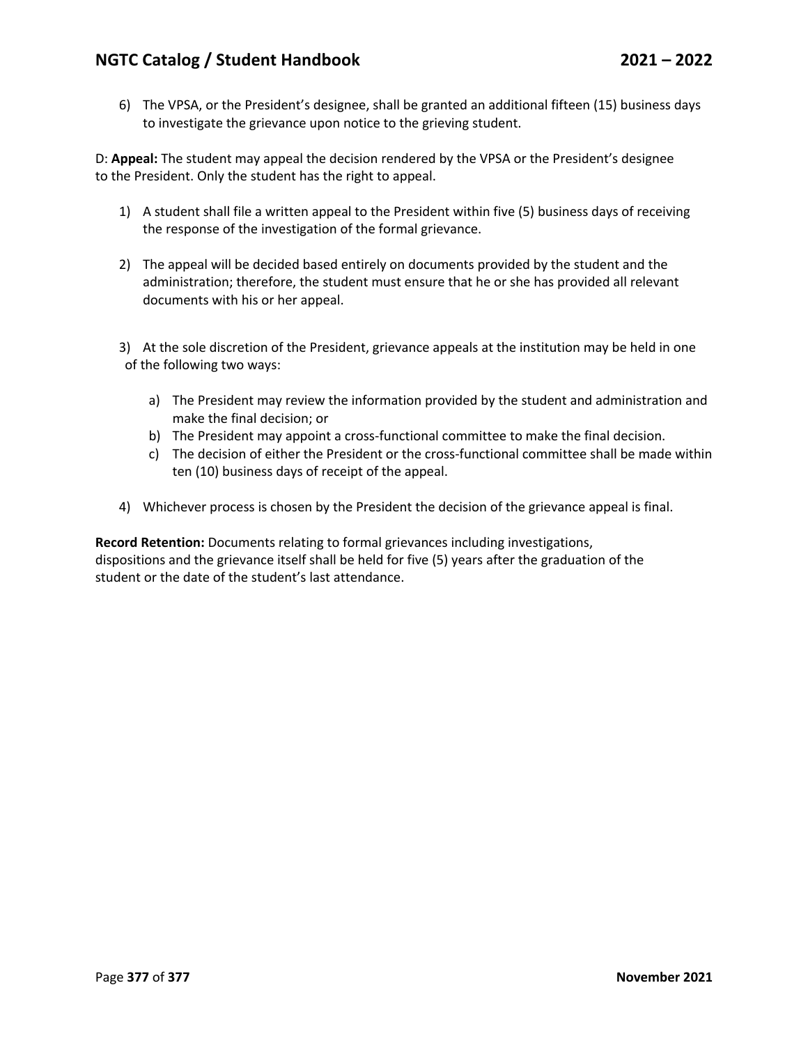6) The VPSA, or the President's designee, shall be granted an additional fifteen (15) business days to investigate the grievance upon notice to the grieving student.

D: **Appeal:** The student may appeal the decision rendered by the VPSA or the President's designee to the President. Only the student has the right to appeal.

1) A student shall file a written appeal to the President within five (5) business days of receiving the response of the investigation of the formal grievance.

2) The appeal will be decided based entirely on documents provided by the student and the administration; therefore, the student must ensure that he or she has provided all relevant documents with his or her appeal.

3) At the sole discretion of the President, grievance appeals at the institution may be held in one of the following two ways:

   a) The President may review the information provided by the student and administration and make the final decision; or
   b) The President may appoint a cross-functional committee to make the final decision.
   c) The decision of either the President or the cross-functional committee shall be made within ten (10) business days of receipt of the appeal.

4) Whichever process is chosen by the President the decision of the grievance appeal is final.

**Record Retention:** Documents relating to formal grievances including investigations, dispositions and the grievance itself shall be held for five (5) years after the graduation of the student or the date of the student's last attendance.